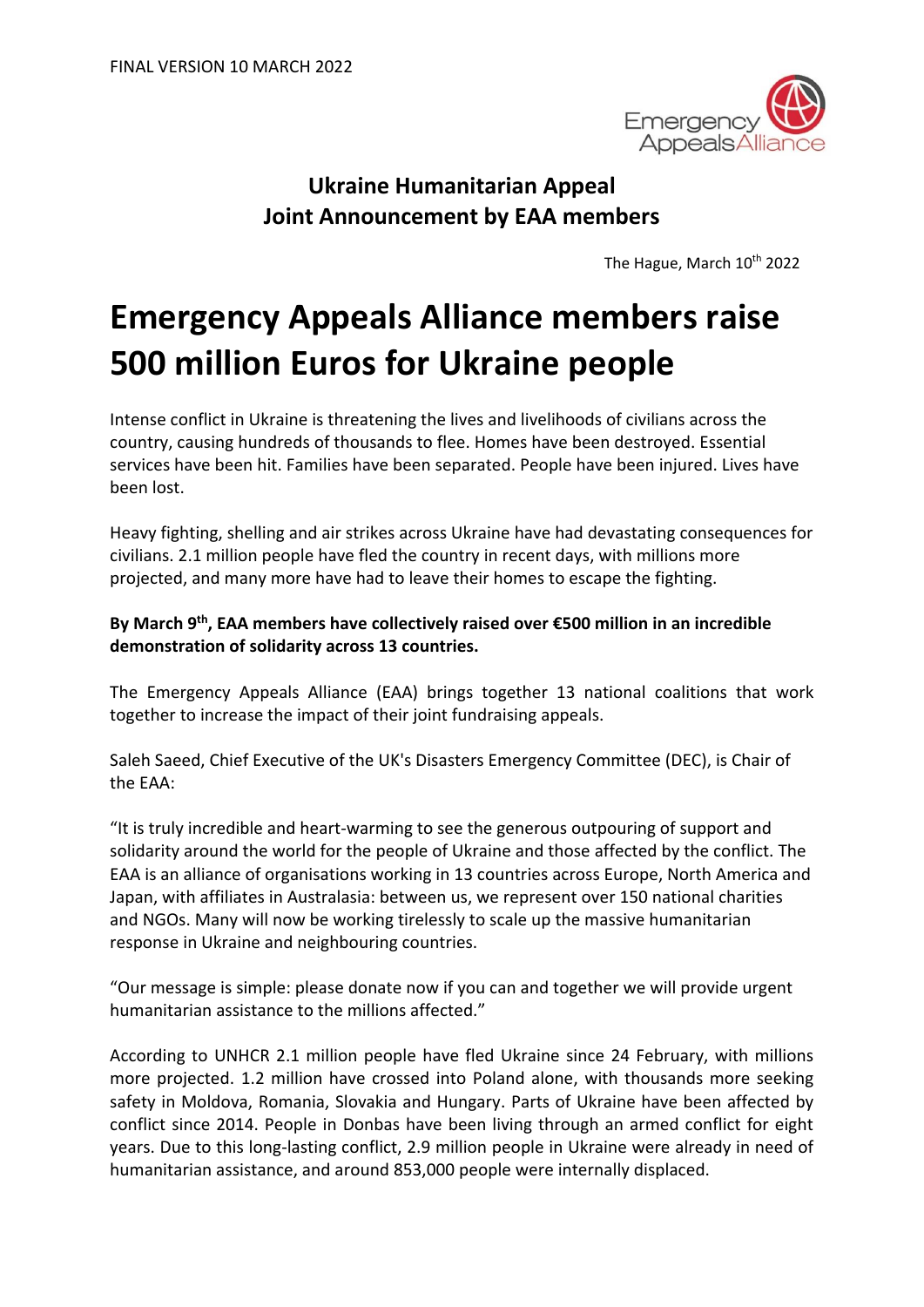FINAL VERSION 10 MARCH 2022

## Ukraine Humanitarian Appeal
## Joint Announcement by EAA members

The Hague, March 10th 2022

# Emergency Appeals Alliance members raise 500 million Euros for Ukraine people

Intense conflict in Ukraine is threatening the lives and livelihoods of civilians across the country, causing hundreds of thousands to flee. Homes have been destroyed. Essential services have been hit. Families have been separated. People have been injured. Lives have been lost.

Heavy fighting, shelling and air strikes across Ukraine have had devastating consequences for civilians. 2.1 million people have fled the country in recent days, with millions more projected, and many more have had to leave their homes to escape the fighting.

**By March 9th, EAA members have collectively raised over €500 million in an incredible demonstration of solidarity across 13 countries.**

The Emergency Appeals Alliance (EAA) brings together 13 national coalitions that work together to increase the impact of their joint fundraising appeals.

Saleh Saeed, Chief Executive of the UK's Disasters Emergency Committee (DEC), is Chair of the EAA:

"It is truly incredible and heart-warming to see the generous outpouring of support and solidarity around the world for the people of Ukraine and those affected by the conflict. The EAA is an alliance of organisations working in 13 countries across Europe, North America and Japan, with affiliates in Australasia: between us, we represent over 150 national charities and NGOs. Many will now be working tirelessly to scale up the massive humanitarian response in Ukraine and neighbouring countries.

"Our message is simple: please donate now if you can and together we will provide urgent humanitarian assistance to the millions affected."

According to UNHCR 2.1 million people have fled Ukraine since 24 February, with millions more projected. 1.2 million have crossed into Poland alone, with thousands more seeking safety in Moldova, Romania, Slovakia and Hungary. Parts of Ukraine have been affected by conflict since 2014. People in Donbas have been living through an armed conflict for eight years. Due to this long-lasting conflict, 2.9 million people in Ukraine were already in need of humanitarian assistance, and around 853,000 people were internally displaced.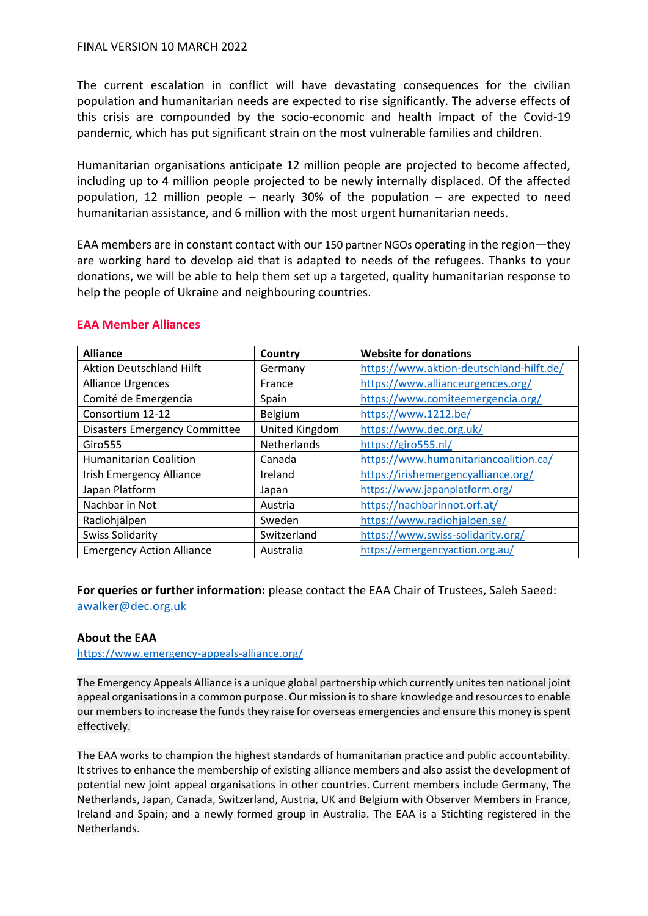The current escalation in conflict will have devastating consequences for the civilian population and humanitarian needs are expected to rise significantly. The adverse effects of this crisis are compounded by the socio-economic and health impact of the Covid-19 pandemic, which has put significant strain on the most vulnerable families and children.

Humanitarian organisations anticipate 12 million people are projected to become affected, including up to 4 million people projected to be newly internally displaced. Of the affected population, 12 million people – nearly 30% of the population – are expected to need humanitarian assistance, and 6 million with the most urgent humanitarian needs.

EAA members are in constant contact with our 150 partner NGOs operating in the region—they are working hard to develop aid that is adapted to needs of the refugees. Thanks to your donations, we will be able to help them set up a targeted, quality humanitarian response to help the people of Ukraine and neighbouring countries.

## EAA Member Alliances

| Alliance | Country | Website for donations |
| --- | --- | --- |
| Aktion Deutschland Hilft | Germany | https://www.aktion-deutschland-hilft.de/ |
| Alliance Urgences | France | https://www.allianceurgences.org/ |
| Comité de Emergencia | Spain | https://www.comiteemergencia.org/ |
| Consortium 12-12 | Belgium | https://www.1212.be/ |
| Disasters Emergency Committee | United Kingdom | https://www.dec.org.uk/ |
| Giro555 | Netherlands | https://giro555.nl/ |
| Humanitarian Coalition | Canada | https://www.humanitariancoalition.ca/ |
| Irish Emergency Alliance | Ireland | https://irishemergencyalliance.org/ |
| Japan Platform | Japan | https://www.japanplatform.org/ |
| Nachbar in Not | Austria | https://nachbarinnot.orf.at/ |
| Radiohjälpen | Sweden | https://www.radiohjalpen.se/ |
| Swiss Solidarity | Switzerland | https://www.swiss-solidarity.org/ |
| Emergency Action Alliance | Australia | https://emergencyaction.org.au/ |

**For queries or further information:** please contact the EAA Chair of Trustees, Saleh Saeed: awalker@dec.org.uk

### About the EAA

https://www.emergency-appeals-alliance.org/

The Emergency Appeals Alliance is a unique global partnership which currently unites ten national joint appeal organisations in a common purpose. Our mission is to share knowledge and resources to enable our members to increase the funds they raise for overseas emergencies and ensure this money is spent effectively.

The EAA works to champion the highest standards of humanitarian practice and public accountability. It strives to enhance the membership of existing alliance members and also assist the development of potential new joint appeal organisations in other countries. Current members include Germany, The Netherlands, Japan, Canada, Switzerland, Austria, UK and Belgium with Observer Members in France, Ireland and Spain; and a newly formed group in Australia. The EAA is a Stichting registered in the Netherlands.